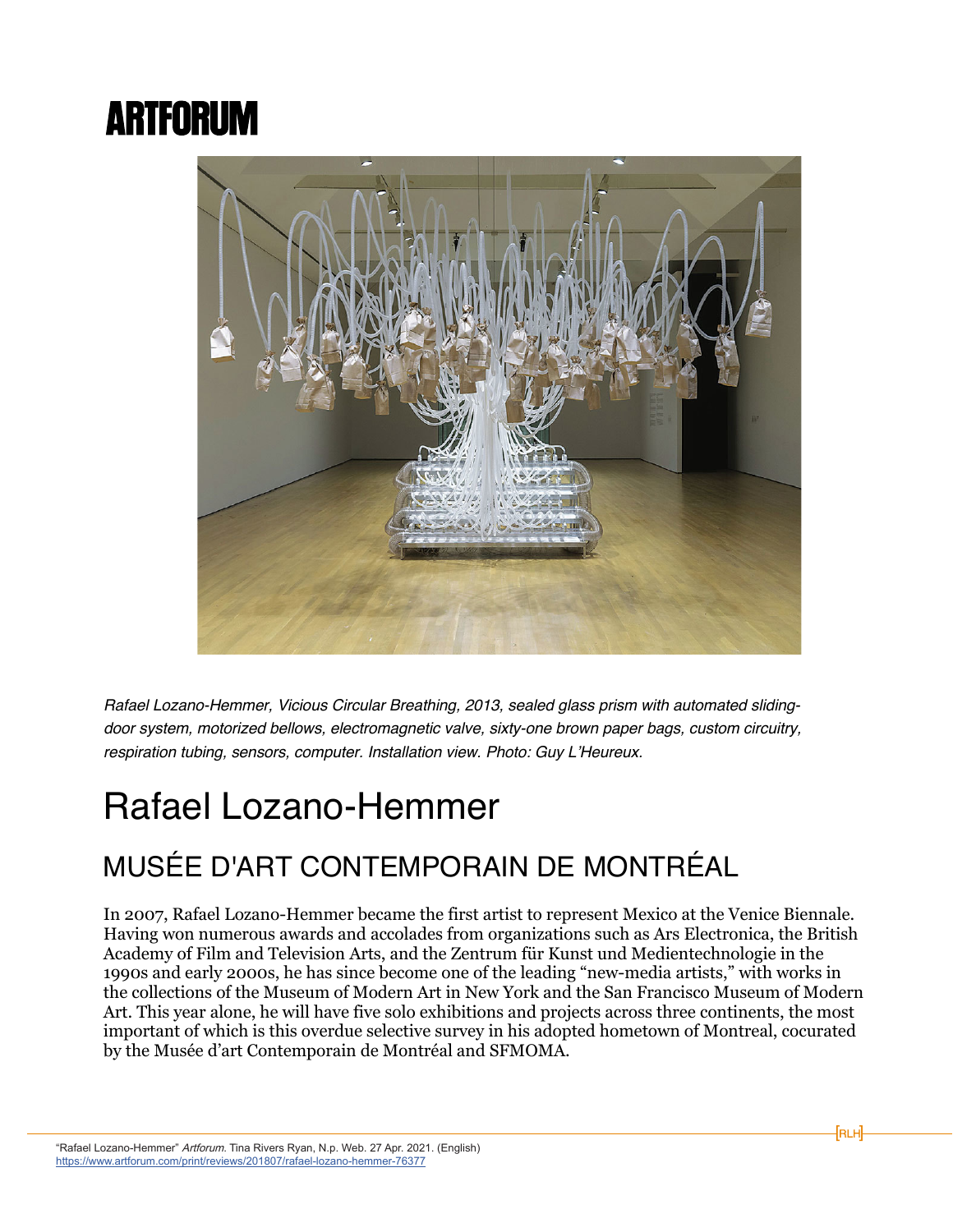# ARTFORUM

*Rafael Lozano-Hemmer, Vicious Circular Breathing, 2013, sealed glass prism with automated sliding-door system, motorized bellows, electromagnetic valve, sixty-one brown paper bags, custom circuitry, respiration tubing, sensors, computer. Installation view. Photo: Guy L'Heureux.*

# Rafael Lozano-Hemmer

## MUSÉE D'ART CONTEMPORAIN DE MONTRÉAL

In 2007, Rafael Lozano-Hemmer became the first artist to represent Mexico at the Venice Biennale. Having won numerous awards and accolades from organizations such as Ars Electronica, the British Academy of Film and Television Arts, and the Zentrum für Kunst und Medientechnologie in the 1990s and early 2000s, he has since become one of the leading "new-media artists," with works in the collections of the Museum of Modern Art in New York and the San Francisco Museum of Modern Art. This year alone, he will have five solo exhibitions and projects across three continents, the most important of which is this overdue selective survey in his adopted hometown of Montreal, cocurated by the Musée d'art Contemporain de Montréal and SFMOMA.

"Rafael Lozano-Hemmer" *Artforum.* Tina Rivers Ryan, N.p. Web. 27 Apr. 2021. (English)
https://www.artforum.com/print/reviews/201807/rafael-lozano-hemmer-76377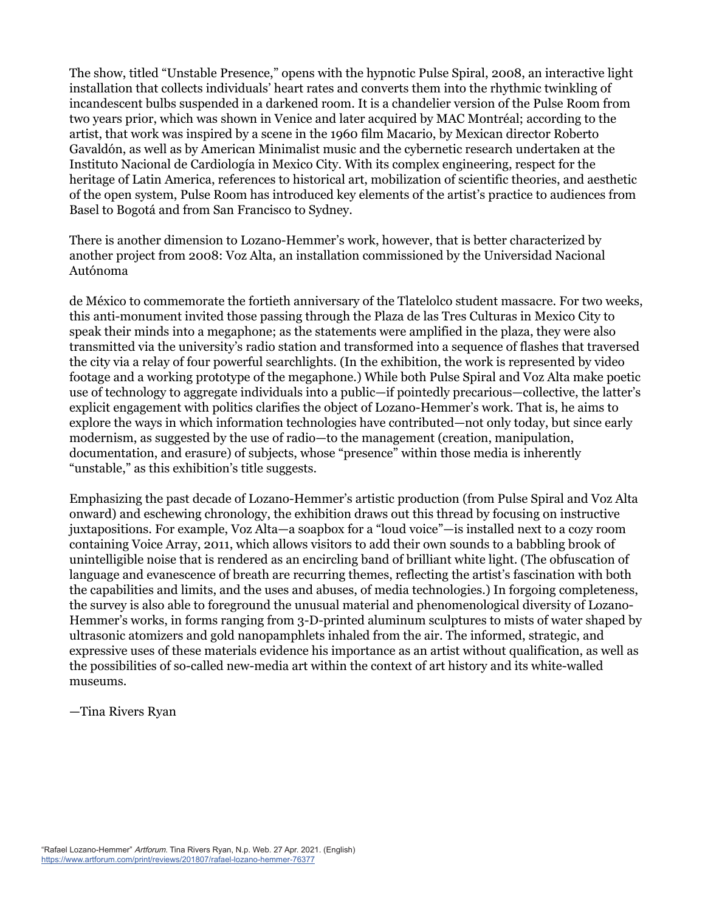The show, titled "Unstable Presence," opens with the hypnotic Pulse Spiral, 2008, an interactive light installation that collects individuals' heart rates and converts them into the rhythmic twinkling of incandescent bulbs suspended in a darkened room. It is a chandelier version of the Pulse Room from two years prior, which was shown in Venice and later acquired by MAC Montréal; according to the artist, that work was inspired by a scene in the 1960 film Macario, by Mexican director Roberto Gavaldón, as well as by American Minimalist music and the cybernetic research undertaken at the Instituto Nacional de Cardiología in Mexico City. With its complex engineering, respect for the heritage of Latin America, references to historical art, mobilization of scientific theories, and aesthetic of the open system, Pulse Room has introduced key elements of the artist's practice to audiences from Basel to Bogotá and from San Francisco to Sydney.

There is another dimension to Lozano-Hemmer's work, however, that is better characterized by another project from 2008: Voz Alta, an installation commissioned by the Universidad Nacional Autónoma de México to commemorate the fortieth anniversary of the Tlatelolco student massacre. For two weeks, this anti-monument invited those passing through the Plaza de las Tres Culturas in Mexico City to speak their minds into a megaphone; as the statements were amplified in the plaza, they were also transmitted via the university's radio station and transformed into a sequence of flashes that traversed the city via a relay of four powerful searchlights. (In the exhibition, the work is represented by video footage and a working prototype of the megaphone.) While both Pulse Spiral and Voz Alta make poetic use of technology to aggregate individuals into a public—if pointedly precarious—collective, the latter's explicit engagement with politics clarifies the object of Lozano-Hemmer's work. That is, he aims to explore the ways in which information technologies have contributed—not only today, but since early modernism, as suggested by the use of radio—to the management (creation, manipulation, documentation, and erasure) of subjects, whose "presence" within those media is inherently "unstable," as this exhibition's title suggests.

Emphasizing the past decade of Lozano-Hemmer's artistic production (from Pulse Spiral and Voz Alta onward) and eschewing chronology, the exhibition draws out this thread by focusing on instructive juxtapositions. For example, Voz Alta—a soapbox for a "loud voice"—is installed next to a cozy room containing Voice Array, 2011, which allows visitors to add their own sounds to a babbling brook of unintelligible noise that is rendered as an encircling band of brilliant white light. (The obfuscation of language and evanescence of breath are recurring themes, reflecting the artist's fascination with both the capabilities and limits, and the uses and abuses, of media technologies.) In forgoing completeness, the survey is also able to foreground the unusual material and phenomenological diversity of Lozano-Hemmer's works, in forms ranging from 3-D-printed aluminum sculptures to mists of water shaped by ultrasonic atomizers and gold nanopamphlets inhaled from the air. The informed, strategic, and expressive uses of these materials evidence his importance as an artist without qualification, as well as the possibilities of so-called new-media art within the context of art history and its white-walled museums.

—Tina Rivers Ryan

"Rafael Lozano-Hemmer" *Artforum.* Tina Rivers Ryan, N.p. Web. 27 Apr. 2021. (English)
https://www.artforum.com/print/reviews/201807/rafael-lozano-hemmer-76377